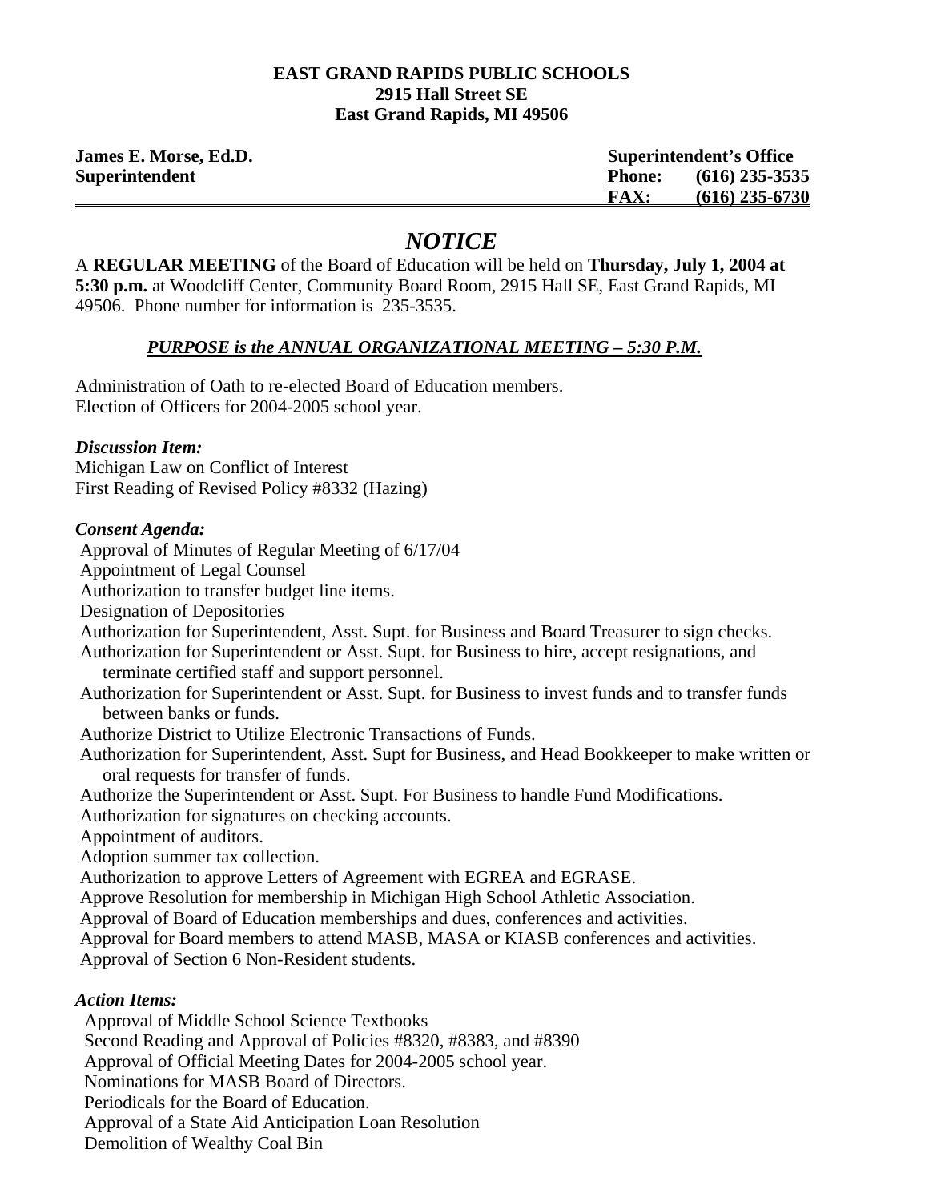**EAST GRAND RAPIDS PUBLIC SCHOOLS**
**2915 Hall Street SE**
**East Grand Rapids, MI 49506**

| | |
|---|---|
| **James E. Morse, Ed.D.** | **Superintendent's Office** |
| **Superintendent** | **Phone: (616) 235-3535** |
| | **FAX: (616) 235-6730** |

# *NOTICE*

A **REGULAR MEETING** of the Board of Education will be held on **Thursday, July 1, 2004 at 5:30 p.m.** at Woodcliff Center, Community Board Room, 2915 Hall SE, East Grand Rapids, MI 49506. Phone number for information is 235-3535.

***PURPOSE is the ANNUAL ORGANIZATIONAL MEETING – 5:30 P.M.***

Administration of Oath to re-elected Board of Education members.
Election of Officers for 2004-2005 school year.

***Discussion Item:***

Michigan Law on Conflict of Interest
First Reading of Revised Policy #8332 (Hazing)

***Consent Agenda:***

Approval of Minutes of Regular Meeting of 6/17/04
Appointment of Legal Counsel
Authorization to transfer budget line items.
Designation of Depositories
Authorization for Superintendent, Asst. Supt. for Business and Board Treasurer to sign checks.
Authorization for Superintendent or Asst. Supt. for Business to hire, accept resignations, and terminate certified staff and support personnel.
Authorization for Superintendent or Asst. Supt. for Business to invest funds and to transfer funds between banks or funds.
Authorize District to Utilize Electronic Transactions of Funds.
Authorization for Superintendent, Asst. Supt for Business, and Head Bookkeeper to make written or oral requests for transfer of funds.
Authorize the Superintendent or Asst. Supt. For Business to handle Fund Modifications.
Authorization for signatures on checking accounts.
Appointment of auditors.
Adoption summer tax collection.
Authorization to approve Letters of Agreement with EGREA and EGRASE.
Approve Resolution for membership in Michigan High School Athletic Association.
Approval of Board of Education memberships and dues, conferences and activities.
Approval for Board members to attend MASB, MASA or KIASB conferences and activities.
Approval of Section 6 Non-Resident students.

***Action Items:***

Approval of Middle School Science Textbooks
Second Reading and Approval of Policies #8320, #8383, and #8390
Approval of Official Meeting Dates for 2004-2005 school year.
Nominations for MASB Board of Directors.
Periodicals for the Board of Education.
Approval of a State Aid Anticipation Loan Resolution
Demolition of Wealthy Coal Bin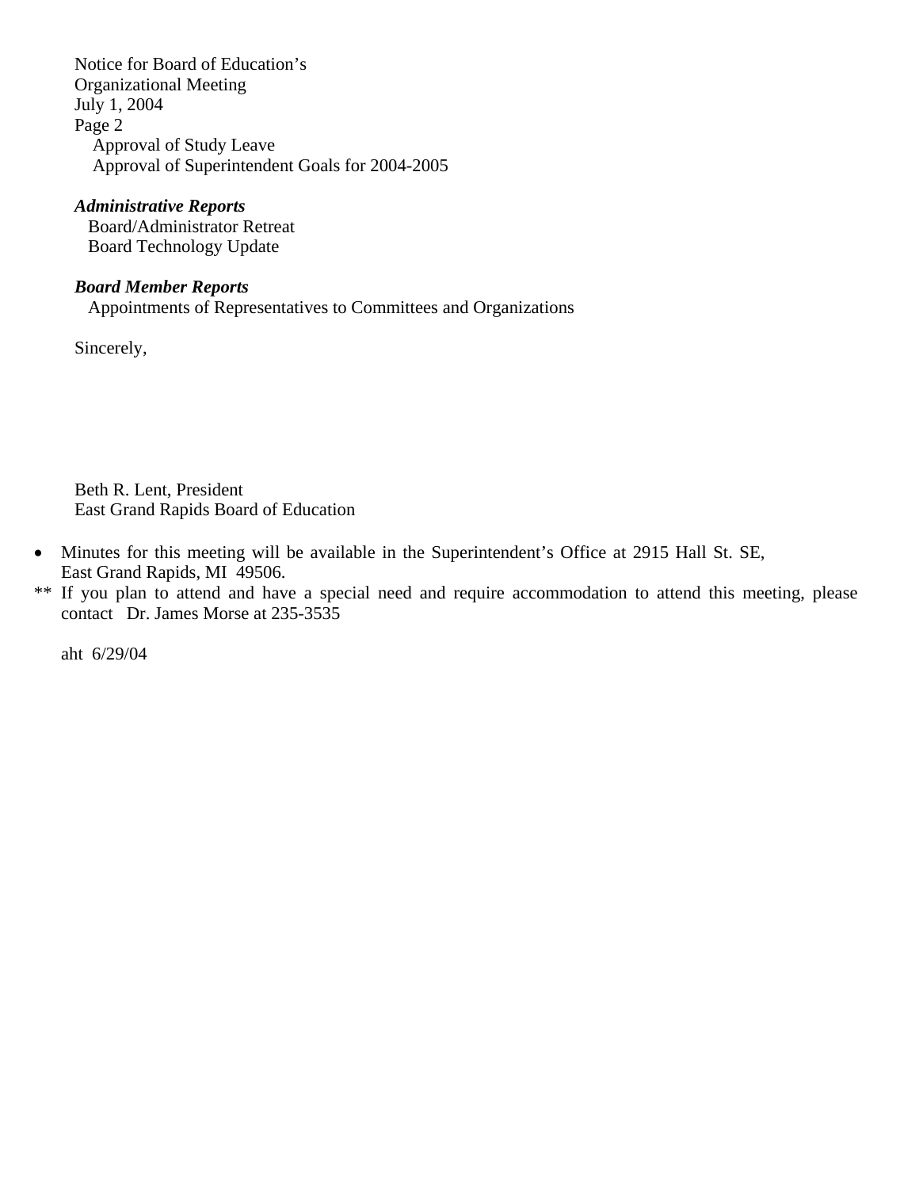Approval of Study Leave
Approval of Superintendent Goals for 2004-2005

***Administrative Reports***

Board/Administrator Retreat
Board Technology Update

***Board Member Reports***

Appointments of Representatives to Committees and Organizations

Sincerely,

Beth R. Lent, President
East Grand Rapids Board of Education

- Minutes for this meeting will be available in the Superintendent's Office at 2915 Hall St. SE, East Grand Rapids, MI 49506.

** If you plan to attend and have a special need and require accommodation to attend this meeting, please contact Dr. James Morse at 235-3535

aht 6/29/04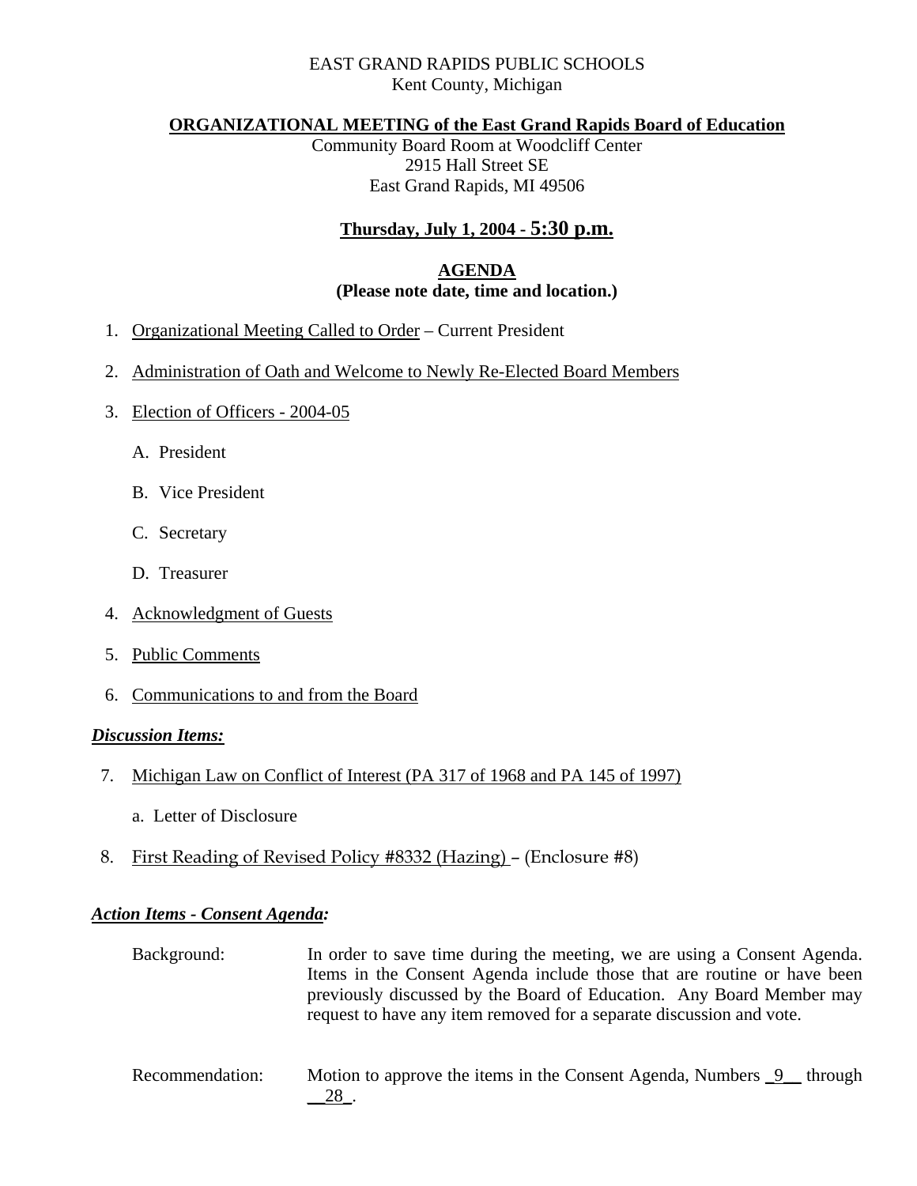EAST GRAND RAPIDS PUBLIC SCHOOLS
Kent County, Michigan

**ORGANIZATIONAL MEETING of the East Grand Rapids Board of Education**
Community Board Room at Woodcliff Center
2915 Hall Street SE
East Grand Rapids, MI 49506

**Thursday, July 1, 2004 - 5:30 p.m.**

**AGENDA**
**(Please note date, time and location.)**

1. Organizational Meeting Called to Order – Current President
2. Administration of Oath and Welcome to Newly Re-Elected Board Members
3. Election of Officers - 2004-05
   - A. President
   - B. Vice President
   - C. Secretary
   - D. Treasurer
4. Acknowledgment of Guests
5. Public Comments
6. Communications to and from the Board

***Discussion Items:***

7. Michigan Law on Conflict of Interest (PA 317 of 1968 and PA 145 of 1997)
   - a. Letter of Disclosure
8. First Reading of Revised Policy #8332 (Hazing) – (Enclosure #8)

***Action Items - Consent Agenda:***

Background: In order to save time during the meeting, we are using a Consent Agenda. Items in the Consent Agenda include those that are routine or have been previously discussed by the Board of Education. Any Board Member may request to have any item removed for a separate discussion and vote.

Recommendation: Motion to approve the items in the Consent Agenda, Numbers 9 through 28.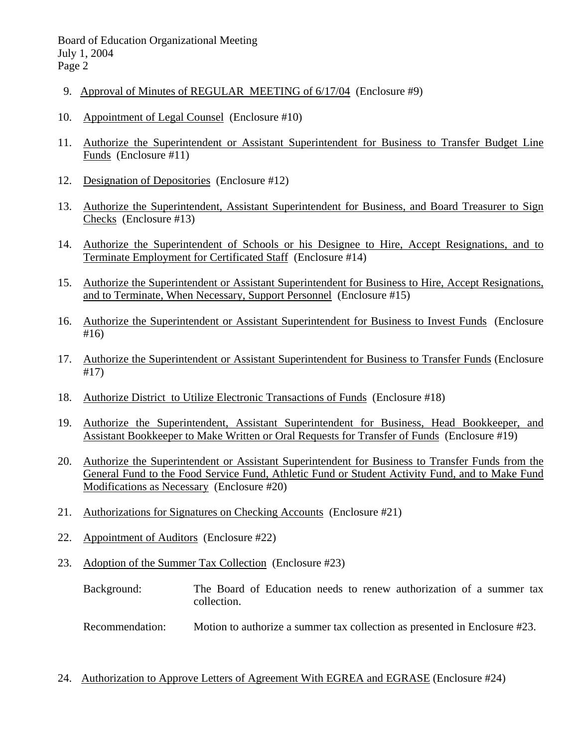9. Approval of Minutes of REGULAR MEETING of 6/17/04 (Enclosure #9)

10. Appointment of Legal Counsel (Enclosure #10)

11. Authorize the Superintendent or Assistant Superintendent for Business to Transfer Budget Line Funds (Enclosure #11)

12. Designation of Depositories (Enclosure #12)

13. Authorize the Superintendent, Assistant Superintendent for Business, and Board Treasurer to Sign Checks (Enclosure #13)

14. Authorize the Superintendent of Schools or his Designee to Hire, Accept Resignations, and to Terminate Employment for Certificated Staff (Enclosure #14)

15. Authorize the Superintendent or Assistant Superintendent for Business to Hire, Accept Resignations, and to Terminate, When Necessary, Support Personnel (Enclosure #15)

16. Authorize the Superintendent or Assistant Superintendent for Business to Invest Funds (Enclosure #16)

17. Authorize the Superintendent or Assistant Superintendent for Business to Transfer Funds (Enclosure #17)

18. Authorize District to Utilize Electronic Transactions of Funds (Enclosure #18)

19. Authorize the Superintendent, Assistant Superintendent for Business, Head Bookkeeper, and Assistant Bookkeeper to Make Written or Oral Requests for Transfer of Funds (Enclosure #19)

20. Authorize the Superintendent or Assistant Superintendent for Business to Transfer Funds from the General Fund to the Food Service Fund, Athletic Fund or Student Activity Fund, and to Make Fund Modifications as Necessary (Enclosure #20)

21. Authorizations for Signatures on Checking Accounts (Enclosure #21)

22. Appointment of Auditors (Enclosure #22)

23. Adoption of the Summer Tax Collection (Enclosure #23)

    Background: The Board of Education needs to renew authorization of a summer tax collection.

    Recommendation: Motion to authorize a summer tax collection as presented in Enclosure #23.

24. Authorization to Approve Letters of Agreement With EGREA and EGRASE (Enclosure #24)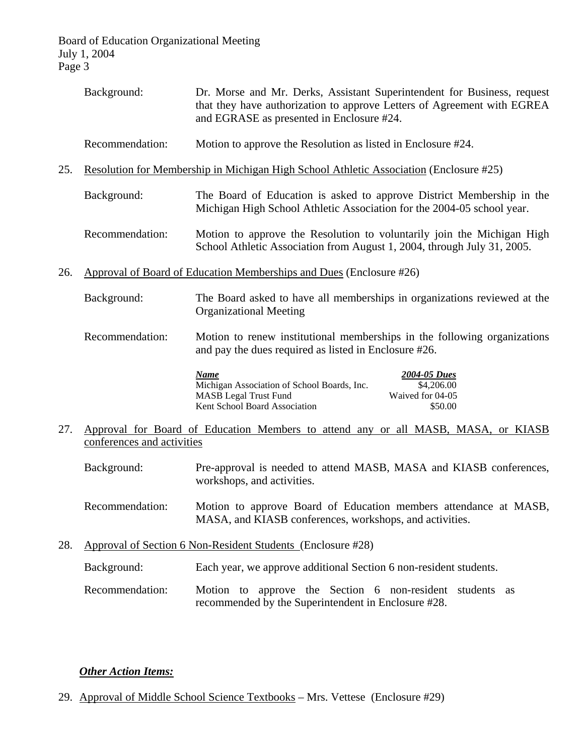Background: Dr. Morse and Mr. Derks, Assistant Superintendent for Business, request that they have authorization to approve Letters of Agreement with EGREA and EGRASE as presented in Enclosure #24.

Recommendation: Motion to approve the Resolution as listed in Enclosure #24.

25. Resolution for Membership in Michigan High School Athletic Association (Enclosure #25)

Background: The Board of Education is asked to approve District Membership in the Michigan High School Athletic Association for the 2004-05 school year.

Recommendation: Motion to approve the Resolution to voluntarily join the Michigan High School Athletic Association from August 1, 2004, through July 31, 2005.

26. Approval of Board of Education Memberships and Dues (Enclosure #26)

Background: The Board asked to have all memberships in organizations reviewed at the Organizational Meeting

Recommendation: Motion to renew institutional memberships in the following organizations and pay the dues required as listed in Enclosure #26.

| ***Name*** | ***2004-05 Dues*** |
|---|---|
| Michigan Association of School Boards, Inc. | $4,206.00 |
| MASB Legal Trust Fund | Waived for 04-05 |
| Kent School Board Association | $50.00 |

27. Approval for Board of Education Members to attend any or all MASB, MASA, or KIASB conferences and activities

Background: Pre-approval is needed to attend MASB, MASA and KIASB conferences, workshops, and activities.

Recommendation: Motion to approve Board of Education members attendance at MASB, MASA, and KIASB conferences, workshops, and activities.

28. Approval of Section 6 Non-Resident Students (Enclosure #28)

Background: Each year, we approve additional Section 6 non-resident students.

Recommendation: Motion to approve the Section 6 non-resident students as recommended by the Superintendent in Enclosure #28.

***Other Action Items:***

29. Approval of Middle School Science Textbooks – Mrs. Vettese (Enclosure #29)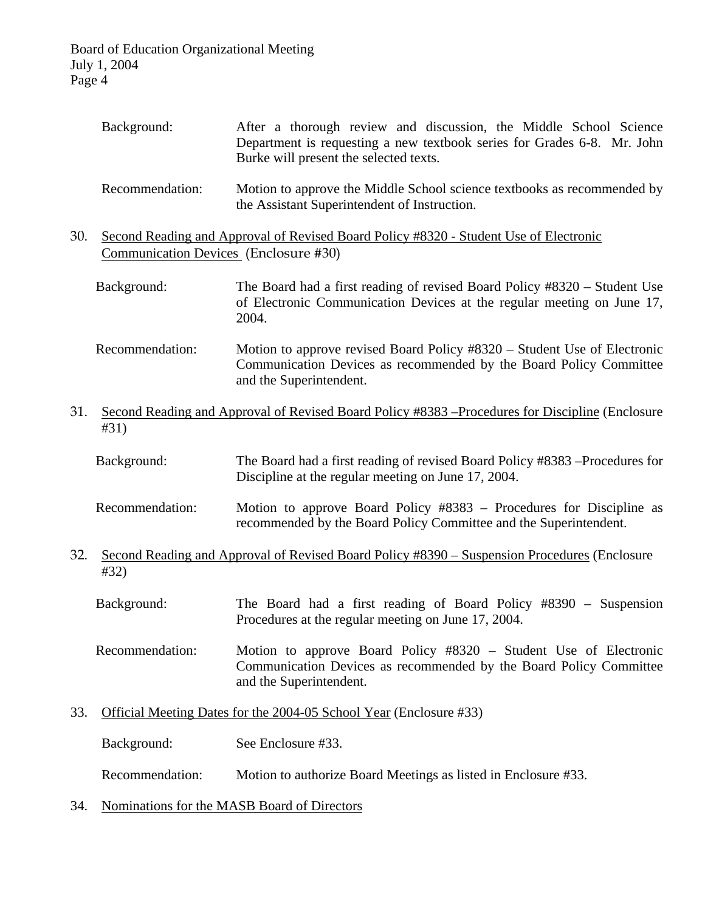Background: After a thorough review and discussion, the Middle School Science Department is requesting a new textbook series for Grades 6-8. Mr. John Burke will present the selected texts.

Recommendation: Motion to approve the Middle School science textbooks as recommended by the Assistant Superintendent of Instruction.

30. Second Reading and Approval of Revised Board Policy #8320 - Student Use of Electronic Communication Devices (Enclosure #30)

    Background: The Board had a first reading of revised Board Policy #8320 – Student Use of Electronic Communication Devices at the regular meeting on June 17, 2004.

    Recommendation: Motion to approve revised Board Policy #8320 – Student Use of Electronic Communication Devices as recommended by the Board Policy Committee and the Superintendent.

31. Second Reading and Approval of Revised Board Policy #8383 –Procedures for Discipline (Enclosure #31)

    Background: The Board had a first reading of revised Board Policy #8383 –Procedures for Discipline at the regular meeting on June 17, 2004.

    Recommendation: Motion to approve Board Policy #8383 – Procedures for Discipline as recommended by the Board Policy Committee and the Superintendent.

32. Second Reading and Approval of Revised Board Policy #8390 – Suspension Procedures (Enclosure #32)

    Background: The Board had a first reading of Board Policy #8390 – Suspension Procedures at the regular meeting on June 17, 2004.

    Recommendation: Motion to approve Board Policy #8320 – Student Use of Electronic Communication Devices as recommended by the Board Policy Committee and the Superintendent.

33. Official Meeting Dates for the 2004-05 School Year (Enclosure #33)

    Background: See Enclosure #33.

    Recommendation: Motion to authorize Board Meetings as listed in Enclosure #33.

34. Nominations for the MASB Board of Directors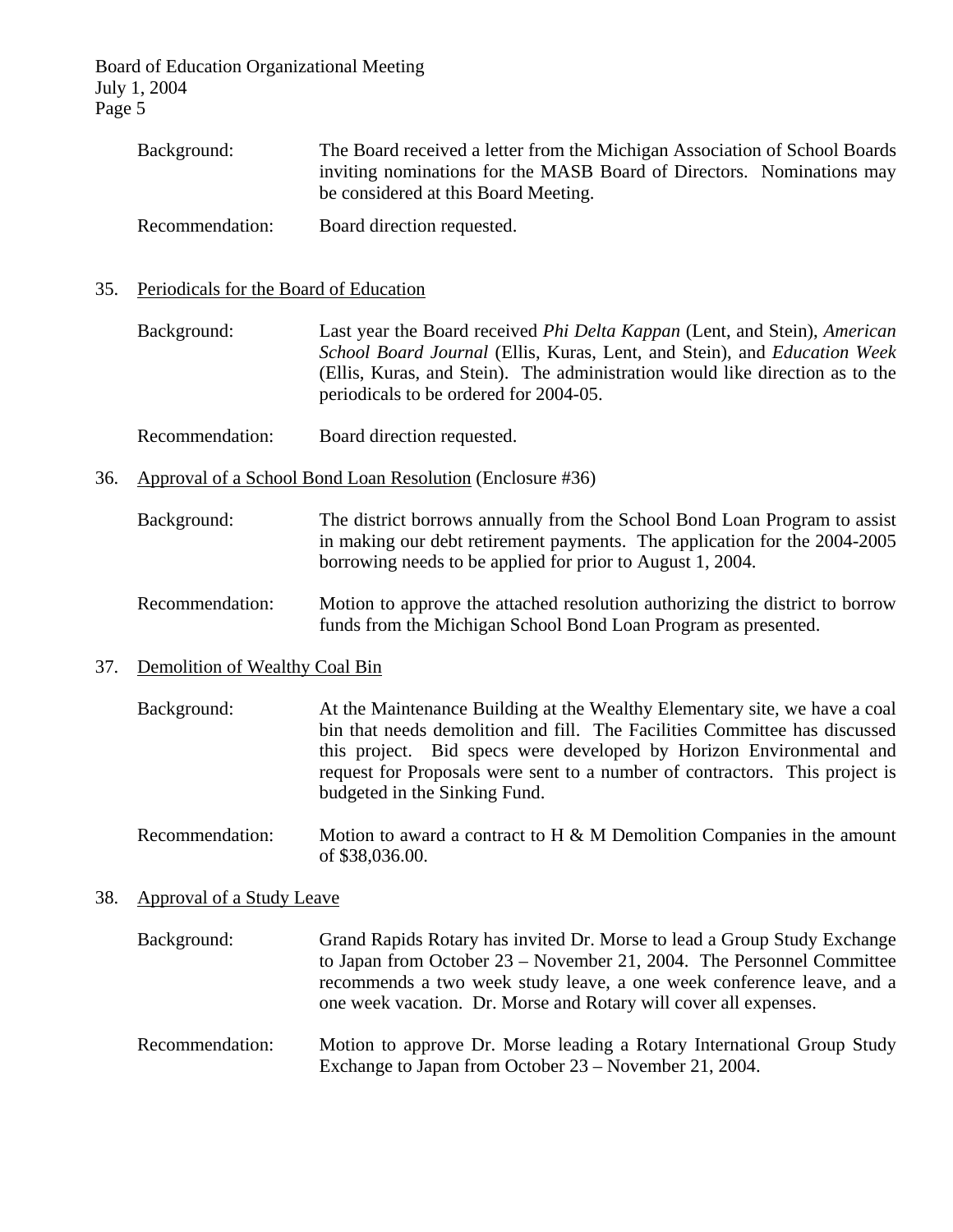Background: The Board received a letter from the Michigan Association of School Boards inviting nominations for the MASB Board of Directors. Nominations may be considered at this Board Meeting.

Recommendation: Board direction requested.

35. <u>Periodicals for the Board of Education</u>

Background: Last year the Board received *Phi Delta Kappan* (Lent, and Stein), *American School Board Journal* (Ellis, Kuras, Lent, and Stein), and *Education Week* (Ellis, Kuras, and Stein). The administration would like direction as to the periodicals to be ordered for 2004-05.

Recommendation: Board direction requested.

36. <u>Approval of a School Bond Loan Resolution</u> (Enclosure #36)

Background: The district borrows annually from the School Bond Loan Program to assist in making our debt retirement payments. The application for the 2004-2005 borrowing needs to be applied for prior to August 1, 2004.

Recommendation: Motion to approve the attached resolution authorizing the district to borrow funds from the Michigan School Bond Loan Program as presented.

37. <u>Demolition of Wealthy Coal Bin</u>

Background: At the Maintenance Building at the Wealthy Elementary site, we have a coal bin that needs demolition and fill. The Facilities Committee has discussed this project. Bid specs were developed by Horizon Environmental and request for Proposals were sent to a number of contractors. This project is budgeted in the Sinking Fund.

Recommendation: Motion to award a contract to H & M Demolition Companies in the amount of $38,036.00.

38. <u>Approval of a Study Leave</u>

Background: Grand Rapids Rotary has invited Dr. Morse to lead a Group Study Exchange to Japan from October 23 – November 21, 2004. The Personnel Committee recommends a two week study leave, a one week conference leave, and a one week vacation. Dr. Morse and Rotary will cover all expenses.

Recommendation: Motion to approve Dr. Morse leading a Rotary International Group Study Exchange to Japan from October 23 – November 21, 2004.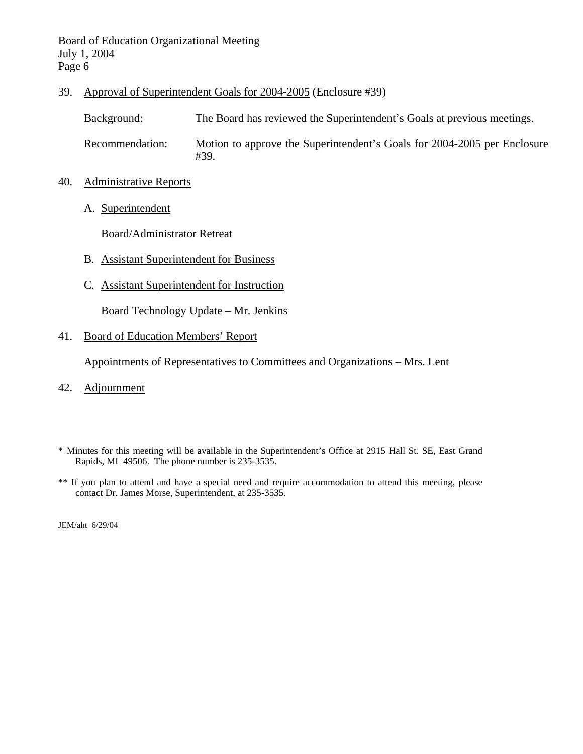39. Approval of Superintendent Goals for 2004-2005 (Enclosure #39)

    Background: The Board has reviewed the Superintendent's Goals at previous meetings.

    Recommendation: Motion to approve the Superintendent's Goals for 2004-2005 per Enclosure #39.

40. Administrative Reports

    A. Superintendent

       Board/Administrator Retreat

    B. Assistant Superintendent for Business

    C. Assistant Superintendent for Instruction

       Board Technology Update – Mr. Jenkins

41. Board of Education Members' Report

    Appointments of Representatives to Committees and Organizations – Mrs. Lent

42. Adjournment

\* Minutes for this meeting will be available in the Superintendent's Office at 2915 Hall St. SE, East Grand Rapids, MI 49506. The phone number is 235-3535.

\*\* If you plan to attend and have a special need and require accommodation to attend this meeting, please contact Dr. James Morse, Superintendent, at 235-3535.

JEM/aht 6/29/04